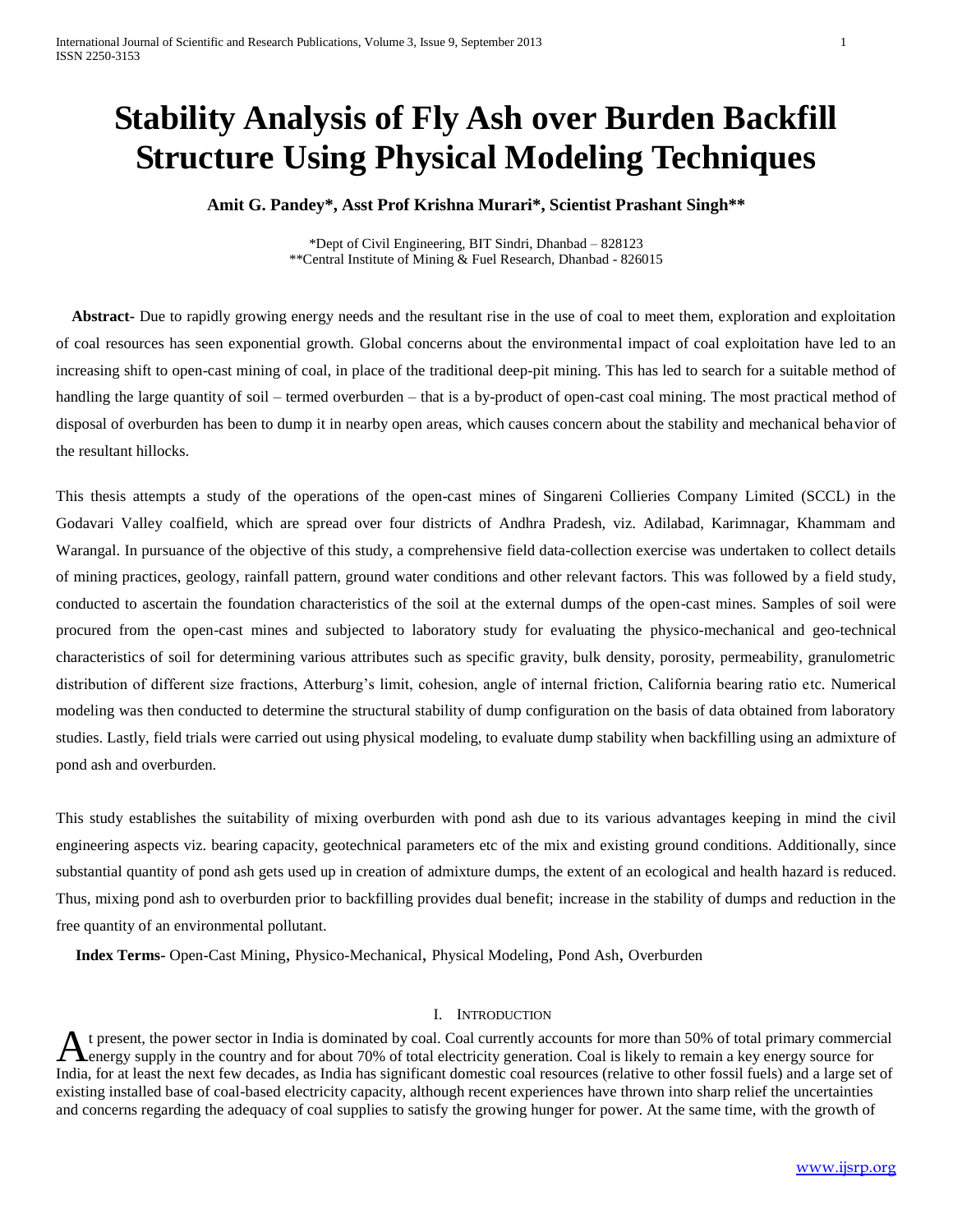# Stability Analysis of Fly Ash over Burden Backfill Structure Using Physical Modeling Techniques

**Amit G. Pandey*, Asst Prof Krishna Murari*, Scientist Prashant Singh****

*Dept of Civil Engineering, BIT Sindri, Dhanbad – 828123
**Central Institute of Mining & Fuel Research, Dhanbad - 826015

**Abstract-** Due to rapidly growing energy needs and the resultant rise in the use of coal to meet them, exploration and exploitation of coal resources has seen exponential growth. Global concerns about the environmental impact of coal exploitation have led to an increasing shift to open-cast mining of coal, in place of the traditional deep-pit mining. This has led to search for a suitable method of handling the large quantity of soil – termed overburden – that is a by-product of open-cast coal mining. The most practical method of disposal of overburden has been to dump it in nearby open areas, which causes concern about the stability and mechanical behavior of the resultant hillocks.

This thesis attempts a study of the operations of the open-cast mines of Singareni Collieries Company Limited (SCCL) in the Godavari Valley coalfield, which are spread over four districts of Andhra Pradesh, viz. Adilabad, Karimnagar, Khammam and Warangal. In pursuance of the objective of this study, a comprehensive field data-collection exercise was undertaken to collect details of mining practices, geology, rainfall pattern, ground water conditions and other relevant factors. This was followed by a field study, conducted to ascertain the foundation characteristics of the soil at the external dumps of the open-cast mines. Samples of soil were procured from the open-cast mines and subjected to laboratory study for evaluating the physico-mechanical and geo-technical characteristics of soil for determining various attributes such as specific gravity, bulk density, porosity, permeability, granulometric distribution of different size fractions, Atterburg's limit, cohesion, angle of internal friction, California bearing ratio etc. Numerical modeling was then conducted to determine the structural stability of dump configuration on the basis of data obtained from laboratory studies. Lastly, field trials were carried out using physical modeling, to evaluate dump stability when backfilling using an admixture of pond ash and overburden.

This study establishes the suitability of mixing overburden with pond ash due to its various advantages keeping in mind the civil engineering aspects viz. bearing capacity, geotechnical parameters etc of the mix and existing ground conditions. Additionally, since substantial quantity of pond ash gets used up in creation of admixture dumps, the extent of an ecological and health hazard is reduced. Thus, mixing pond ash to overburden prior to backfilling provides dual benefit; increase in the stability of dumps and reduction in the free quantity of an environmental pollutant.

**Index Terms-** Open-Cast Mining, Physico-Mechanical, Physical Modeling, Pond Ash, Overburden

## I. Introduction

At present, the power sector in India is dominated by coal. Coal currently accounts for more than 50% of total primary commercial energy supply in the country and for about 70% of total electricity generation. Coal is likely to remain a key energy source for India, for at least the next few decades, as India has significant domestic coal resources (relative to other fossil fuels) and a large set of existing installed base of coal-based electricity capacity, although recent experiences have thrown into sharp relief the uncertainties and concerns regarding the adequacy of coal supplies to satisfy the growing hunger for power. At the same time, with the growth of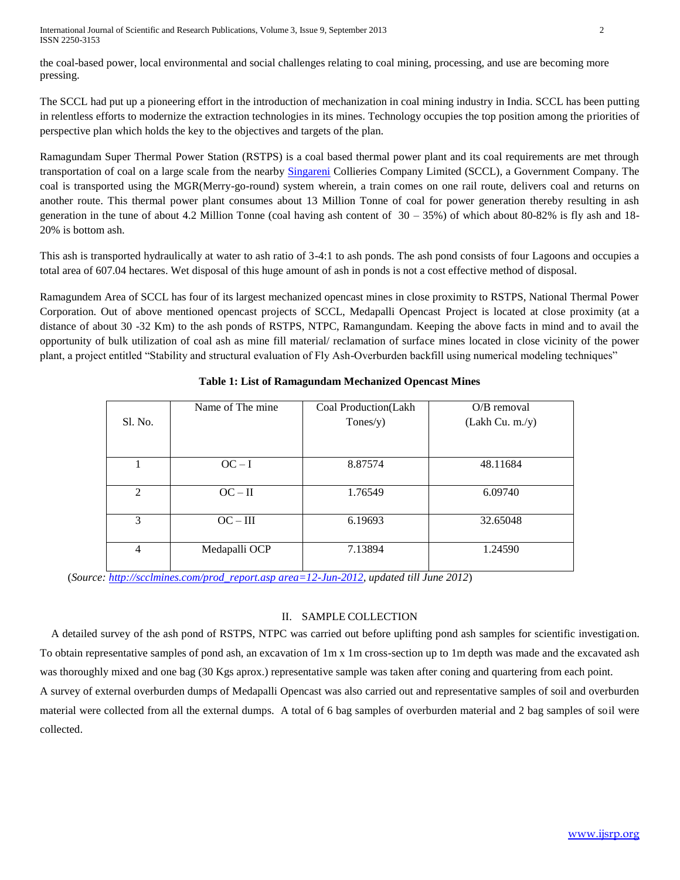the coal-based power, local environmental and social challenges relating to coal mining, processing, and use are becoming more pressing.

The SCCL had put up a pioneering effort in the introduction of mechanization in coal mining industry in India. SCCL has been putting in relentless efforts to modernize the extraction technologies in its mines. Technology occupies the top position among the priorities of perspective plan which holds the key to the objectives and targets of the plan.

Ramagundam Super Thermal Power Station (RSTPS) is a coal based thermal power plant and its coal requirements are met through transportation of coal on a large scale from the nearby Singareni Collieries Company Limited (SCCL), a Government Company. The coal is transported using the MGR(Merry-go-round) system wherein, a train comes on one rail route, delivers coal and returns on another route. This thermal power plant consumes about 13 Million Tonne of coal for power generation thereby resulting in ash generation in the tune of about 4.2 Million Tonne (coal having ash content of 30 – 35%) of which about 80-82% is fly ash and 18-20% is bottom ash.

This ash is transported hydraulically at water to ash ratio of 3-4:1 to ash ponds. The ash pond consists of four Lagoons and occupies a total area of 607.04 hectares. Wet disposal of this huge amount of ash in ponds is not a cost effective method of disposal.

Ramagundem Area of SCCL has four of its largest mechanized opencast mines in close proximity to RSTPS, National Thermal Power Corporation. Out of above mentioned opencast projects of SCCL, Medapalli Opencast Project is located at close proximity (at a distance of about 30 -32 Km) to the ash ponds of RSTPS, NTPC, Ramangundam. Keeping the above facts in mind and to avail the opportunity of bulk utilization of coal ash as mine fill material/ reclamation of surface mines located in close vicinity of the power plant, a project entitled "Stability and structural evaluation of Fly Ash-Overburden backfill using numerical modeling techniques"

**Table 1: List of Ramagundam Mechanized Opencast Mines**

| Sl. No. | Name of The mine | Coal Production(Lakh Tones/y) | O/B removal (Lakh Cu. m./y) |
|---|---|---|---|
| 1 | OC – I | 8.87574 | 48.11684 |
| 2 | OC – II | 1.76549 | 6.09740 |
| 3 | OC – III | 6.19693 | 32.65048 |
| 4 | Medapalli OCP | 7.13894 | 1.24590 |

(*Source: http://scclmines.com/prod_report.asp area=12-Jun-2012, updated till June 2012*)

## II. SAMPLE COLLECTION

A detailed survey of the ash pond of RSTPS, NTPC was carried out before uplifting pond ash samples for scientific investigation. To obtain representative samples of pond ash, an excavation of 1m x 1m cross-section up to 1m depth was made and the excavated ash was thoroughly mixed and one bag (30 Kgs aprox.) representative sample was taken after coning and quartering from each point.

A survey of external overburden dumps of Medapalli Opencast was also carried out and representative samples of soil and overburden material were collected from all the external dumps. A total of 6 bag samples of overburden material and 2 bag samples of soil were collected.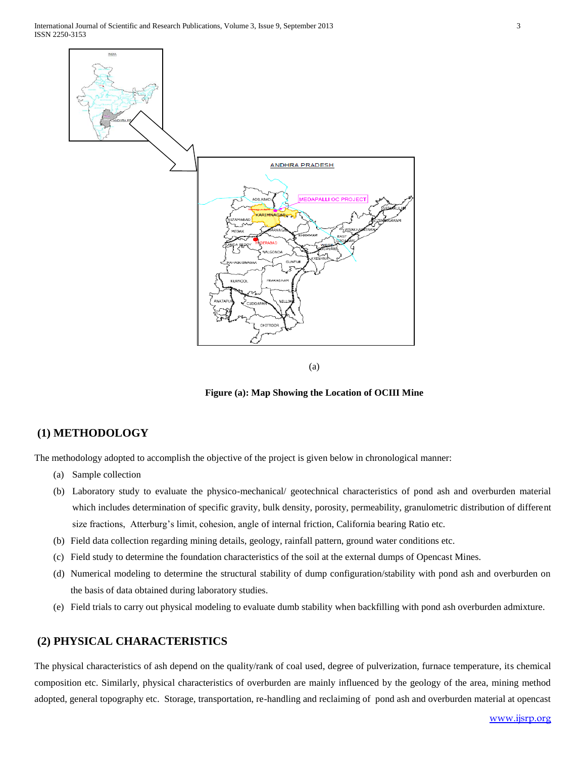(a)

**Figure (a): Map Showing the Location of OCIII Mine**

## (1) METHODOLOGY

The methodology adopted to accomplish the objective of the project is given below in chronological manner:

(a) Sample collection

(b) Laboratory study to evaluate the physico-mechanical/ geotechnical characteristics of pond ash and overburden material which includes determination of specific gravity, bulk density, porosity, permeability, granulometric distribution of different size fractions, Atterburg's limit, cohesion, angle of internal friction, California bearing Ratio etc.

(b) Field data collection regarding mining details, geology, rainfall pattern, ground water conditions etc.

(c) Field study to determine the foundation characteristics of the soil at the external dumps of Opencast Mines.

(d) Numerical modeling to determine the structural stability of dump configuration/stability with pond ash and overburden on the basis of data obtained during laboratory studies.

(e) Field trials to carry out physical modeling to evaluate dumb stability when backfilling with pond ash overburden admixture.

## (2) PHYSICAL CHARACTERISTICS

The physical characteristics of ash depend on the quality/rank of coal used, degree of pulverization, furnace temperature, its chemical composition etc. Similarly, physical characteristics of overburden are mainly influenced by the geology of the area, mining method adopted, general topography etc. Storage, transportation, re-handling and reclaiming of pond ash and overburden material at opencast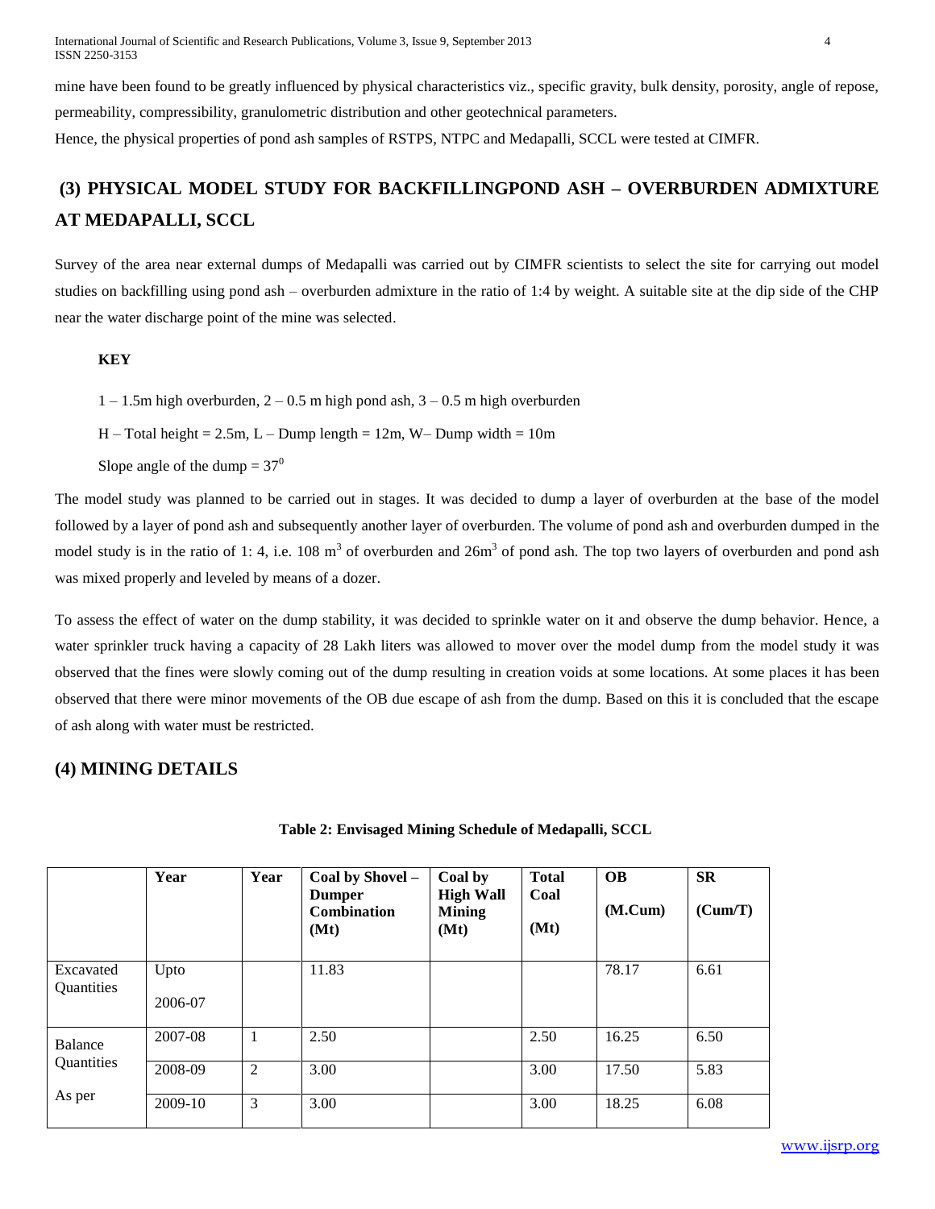mine have been found to be greatly influenced by physical characteristics viz., specific gravity, bulk density, porosity, angle of repose, permeability, compressibility, granulometric distribution and other geotechnical parameters.

Hence, the physical properties of pond ash samples of RSTPS, NTPC and Medapalli, SCCL were tested at CIMFR.

## (3) PHYSICAL MODEL STUDY FOR BACKFILLINGPOND ASH – OVERBURDEN ADMIXTURE AT MEDAPALLI, SCCL

Survey of the area near external dumps of Medapalli was carried out by CIMFR scientists to select the site for carrying out model studies on backfilling using pond ash – overburden admixture in the ratio of 1:4 by weight. A suitable site at the dip side of the CHP near the water discharge point of the mine was selected.

**KEY**

1 – 1.5m high overburden, 2 – 0.5 m high pond ash, 3 – 0.5 m high overburden

H – Total height = 2.5m, L – Dump length = 12m, W– Dump width = 10m

Slope angle of the dump = $37^0$

The model study was planned to be carried out in stages. It was decided to dump a layer of overburden at the base of the model followed by a layer of pond ash and subsequently another layer of overburden. The volume of pond ash and overburden dumped in the model study is in the ratio of 1: 4, i.e. 108 $m^3$ of overburden and 26$m^3$ of pond ash. The top two layers of overburden and pond ash was mixed properly and leveled by means of a dozer.

To assess the effect of water on the dump stability, it was decided to sprinkle water on it and observe the dump behavior. Hence, a water sprinkler truck having a capacity of 28 Lakh liters was allowed to mover over the model dump from the model study it was observed that the fines were slowly coming out of the dump resulting in creation voids at some locations. At some places it has been observed that there were minor movements of the OB due escape of ash from the dump. Based on this it is concluded that the escape of ash along with water must be restricted.

## (4) MINING DETAILS

**Table 2: Envisaged Mining Schedule of Medapalli, SCCL**

| | Year | Year | Coal by Shovel – Dumper Combination (Mt) | Coal by High Wall Mining (Mt) | Total Coal (Mt) | OB (M.Cum) | SR (Cum/T) |
|---|---|---|---|---|---|---|---|
| Excavated Quantities | Upto 2006-07 | | 11.83 | | | 78.17 | 6.61 |
| Balance Quantities As per | 2007-08 | 1 | 2.50 | | 2.50 | 16.25 | 6.50 |
| | 2008-09 | 2 | 3.00 | | 3.00 | 17.50 | 5.83 |
| | 2009-10 | 3 | 3.00 | | 3.00 | 18.25 | 6.08 |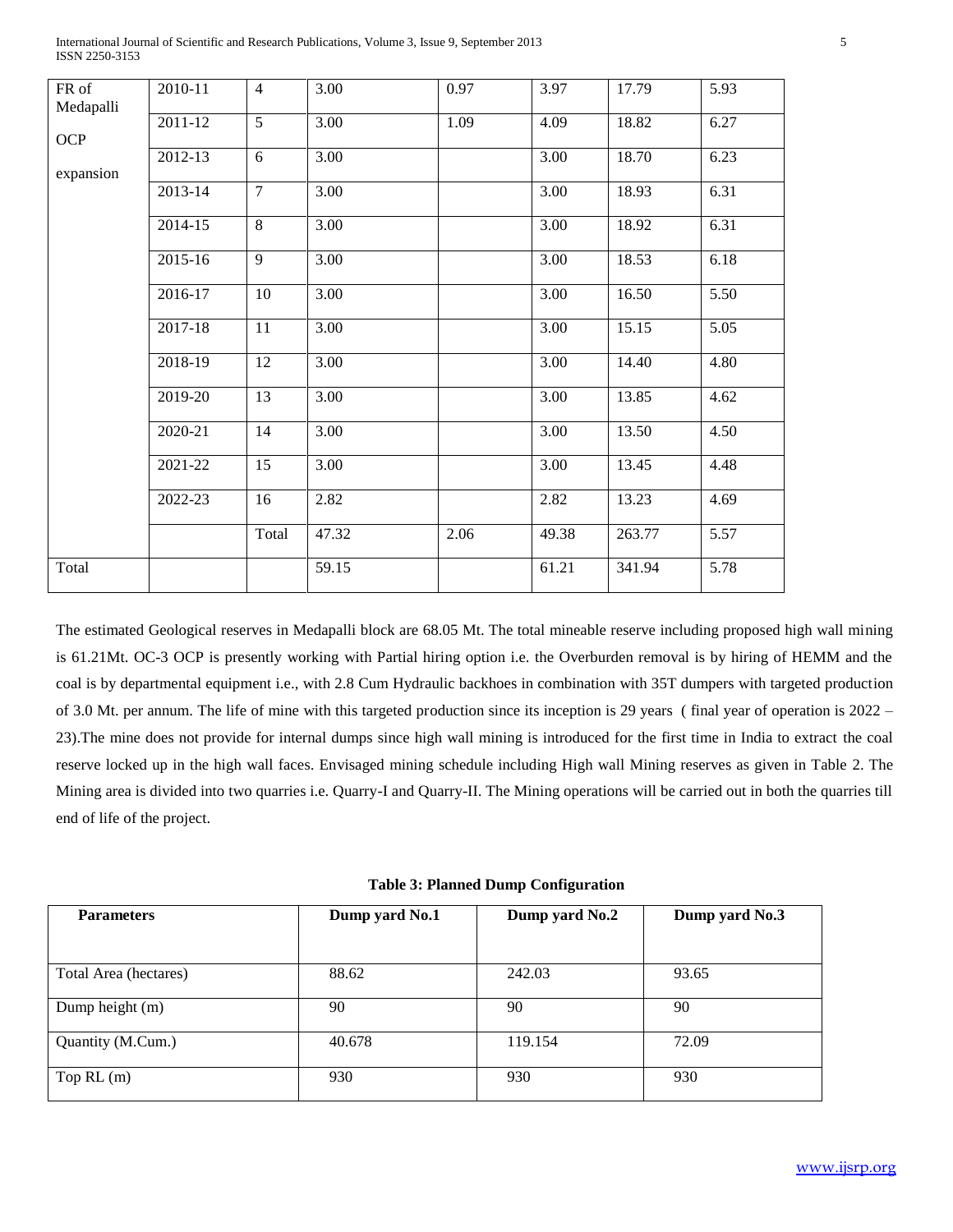| FR of Medapalli OCP expansion | 2010-11 | 4 | 3.00 | 0.97 | 3.97 | 17.79 | 5.93 |
|---|---|---|---|---|---|---|---|
| | 2011-12 | 5 | 3.00 | 1.09 | 4.09 | 18.82 | 6.27 |
| | 2012-13 | 6 | 3.00 | | 3.00 | 18.70 | 6.23 |
| | 2013-14 | 7 | 3.00 | | 3.00 | 18.93 | 6.31 |
| | 2014-15 | 8 | 3.00 | | 3.00 | 18.92 | 6.31 |
| | 2015-16 | 9 | 3.00 | | 3.00 | 18.53 | 6.18 |
| | 2016-17 | 10 | 3.00 | | 3.00 | 16.50 | 5.50 |
| | 2017-18 | 11 | 3.00 | | 3.00 | 15.15 | 5.05 |
| | 2018-19 | 12 | 3.00 | | 3.00 | 14.40 | 4.80 |
| | 2019-20 | 13 | 3.00 | | 3.00 | 13.85 | 4.62 |
| | 2020-21 | 14 | 3.00 | | 3.00 | 13.50 | 4.50 |
| | 2021-22 | 15 | 3.00 | | 3.00 | 13.45 | 4.48 |
| | 2022-23 | 16 | 2.82 | | 2.82 | 13.23 | 4.69 |
| | | Total | 47.32 | 2.06 | 49.38 | 263.77 | 5.57 |
| Total | | | 59.15 | | 61.21 | 341.94 | 5.78 |

The estimated Geological reserves in Medapalli block are 68.05 Mt. The total mineable reserve including proposed high wall mining is 61.21Mt. OC-3 OCP is presently working with Partial hiring option i.e. the Overburden removal is by hiring of HEMM and the coal is by departmental equipment i.e., with 2.8 Cum Hydraulic backhoes in combination with 35T dumpers with targeted production of 3.0 Mt. per annum. The life of mine with this targeted production since its inception is 29 years ( final year of operation is 2022 – 23).The mine does not provide for internal dumps since high wall mining is introduced for the first time in India to extract the coal reserve locked up in the high wall faces. Envisaged mining schedule including High wall Mining reserves as given in Table 2. The Mining area is divided into two quarries i.e. Quarry-I and Quarry-II. The Mining operations will be carried out in both the quarries till end of life of the project.

**Table 3: Planned Dump Configuration**

| Parameters | Dump yard No.1 | Dump yard No.2 | Dump yard No.3 |
|---|---|---|---|
| Total Area (hectares) | 88.62 | 242.03 | 93.65 |
| Dump height (m) | 90 | 90 | 90 |
| Quantity (M.Cum.) | 40.678 | 119.154 | 72.09 |
| Top RL (m) | 930 | 930 | 930 |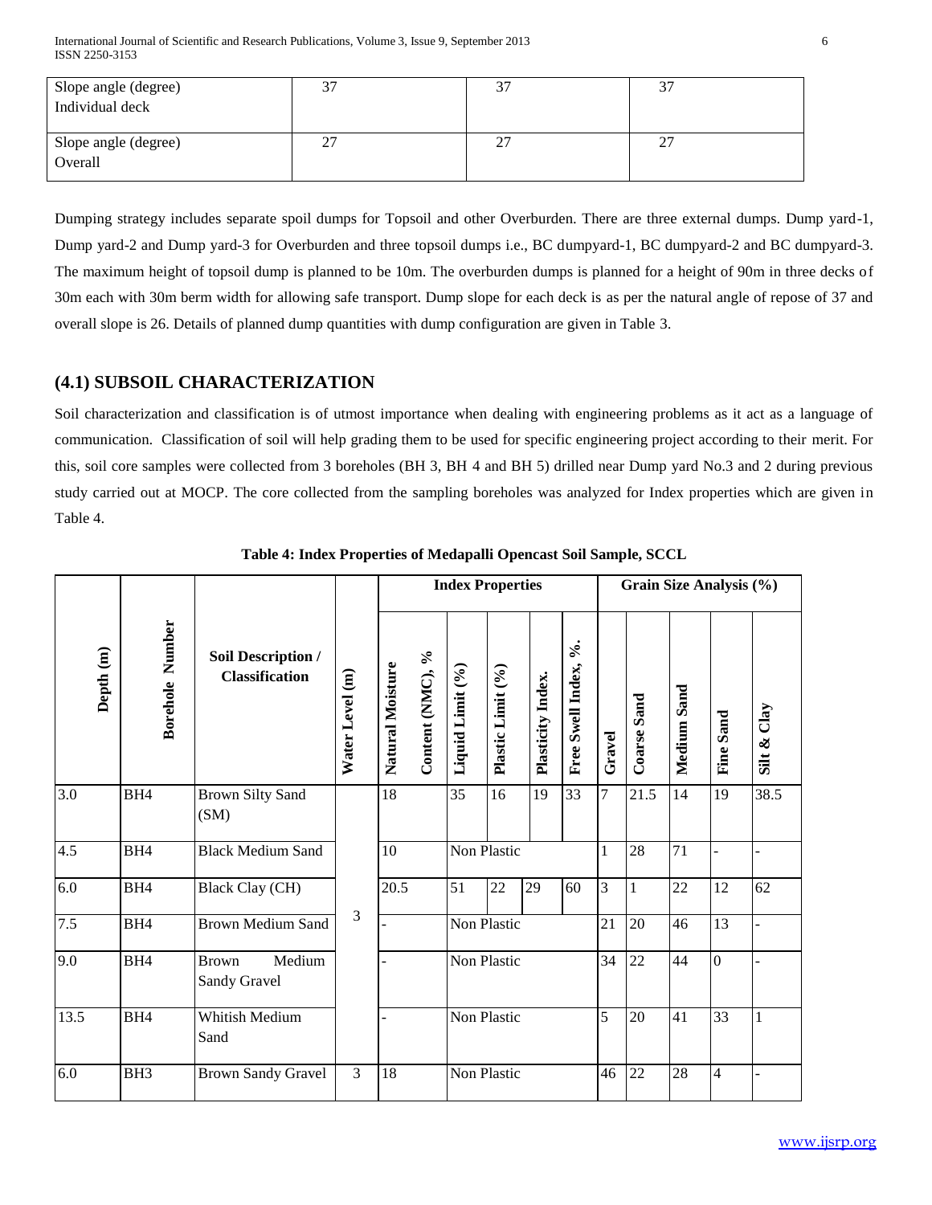| Slope angle (degree) Individual deck | 37 | 37 | 37 |
|---|---|---|---|
| Slope angle (degree) Overall | 27 | 27 | 27 |

Dumping strategy includes separate spoil dumps for Topsoil and other Overburden. There are three external dumps. Dump yard-1, Dump yard-2 and Dump yard-3 for Overburden and three topsoil dumps i.e., BC dumpyard-1, BC dumpyard-2 and BC dumpyard-3. The maximum height of topsoil dump is planned to be 10m. The overburden dumps is planned for a height of 90m in three decks of 30m each with 30m berm width for allowing safe transport. Dump slope for each deck is as per the natural angle of repose of 37 and overall slope is 26. Details of planned dump quantities with dump configuration are given in Table 3.

## (4.1) SUBSOIL CHARACTERIZATION

Soil characterization and classification is of utmost importance when dealing with engineering problems as it act as a language of communication. Classification of soil will help grading them to be used for specific engineering project according to their merit. For this, soil core samples were collected from 3 boreholes (BH 3, BH 4 and BH 5) drilled near Dump yard No.3 and 2 during previous study carried out at MOCP. The core collected from the sampling boreholes was analyzed for Index properties which are given in Table 4.

**Table 4: Index Properties of Medapalli Opencast Soil Sample, SCCL**

| Depth (m) | Borehole Number | Soil Description / Classification | Water Level (m) | Index Properties | | | | | Grain Size Analysis (%) | | | | |
|---|---|---|---|---|---|---|---|---|---|---|---|---|---|
| | | | | Natural Moisture Content (NMC), % | Liquid Limit (%) | Plastic Limit (%) | Plasticity Index. | Free Swell Index, %. | Gravel | Coarse Sand | Medium Sand | Fine Sand | Silt & Clay |
| 3.0 | BH4 | Brown Silty Sand (SM) | 3 | 18 | 35 | 16 | 19 | 33 | 7 | 21.5 | 14 | 19 | 38.5 |
| 4.5 | BH4 | Black Medium Sand | | 10 | Non Plastic | | | | 1 | 28 | 71 | - | - |
| 6.0 | BH4 | Black Clay (CH) | | 20.5 | 51 | 22 | 29 | 60 | 3 | 1 | 22 | 12 | 62 |
| 7.5 | BH4 | Brown Medium Sand | | - | Non Plastic | | | | 21 | 20 | 46 | 13 | - |
| 9.0 | BH4 | Brown Medium Sandy Gravel | | - | Non Plastic | | | | 34 | 22 | 44 | 0 | - |
| 13.5 | BH4 | Whitish Medium Sand | | - | Non Plastic | | | | 5 | 20 | 41 | 33 | 1 |
| 6.0 | BH3 | Brown Sandy Gravel | 3 | 18 | Non Plastic | | | | 46 | 22 | 28 | 4 | - |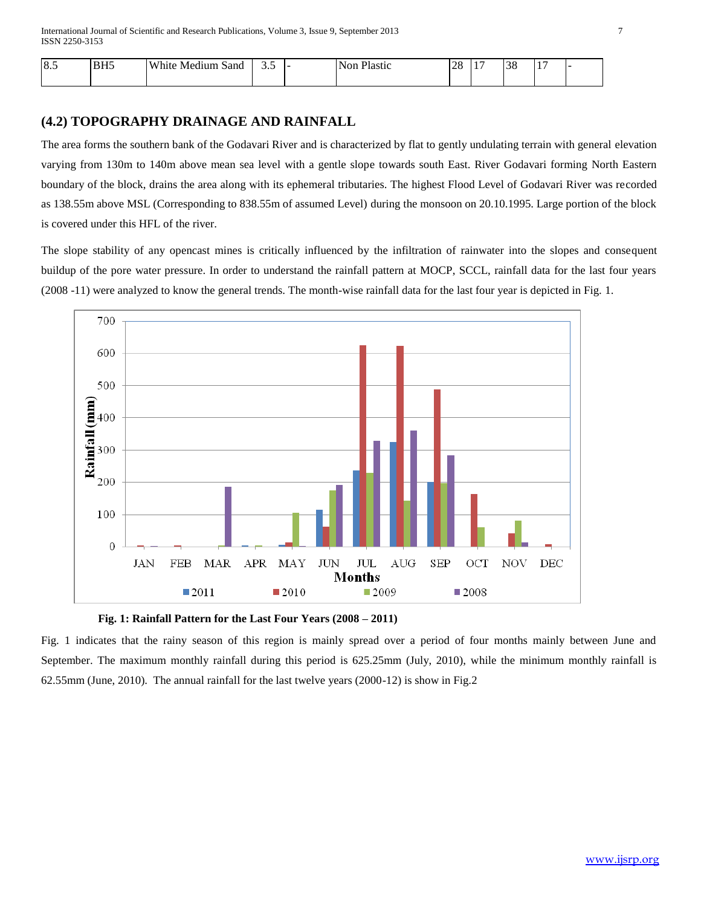| 8.5 | BH5 | White Medium Sand | 3.5 | - | Non Plastic | 28 | 17 | 38 | 17 | - |
|---|---|---|---|---|---|---|---|---|---|---|

## (4.2) TOPOGRAPHY DRAINAGE AND RAINFALL

The area forms the southern bank of the Godavari River and is characterized by flat to gently undulating terrain with general elevation varying from 130m to 140m above mean sea level with a gentle slope towards south East. River Godavari forming North Eastern boundary of the block, drains the area along with its ephemeral tributaries. The highest Flood Level of Godavari River was recorded as 138.55m above MSL (Corresponding to 838.55m of assumed Level) during the monsoon on 20.10.1995. Large portion of the block is covered under this HFL of the river.

The slope stability of any opencast mines is critically influenced by the infiltration of rainwater into the slopes and consequent buildup of the pore water pressure. In order to understand the rainfall pattern at MOCP, SCCL, rainfall data for the last four years (2008 -11) were analyzed to know the general trends. The month-wise rainfall data for the last four year is depicted in Fig. 1.

**Fig. 1: Rainfall Pattern for the Last Four Years (2008 – 2011)**

Fig. 1 indicates that the rainy season of this region is mainly spread over a period of four months mainly between June and September. The maximum monthly rainfall during this period is 625.25mm (July, 2010), while the minimum monthly rainfall is 62.55mm (June, 2010). The annual rainfall for the last twelve years (2000-12) is show in Fig.2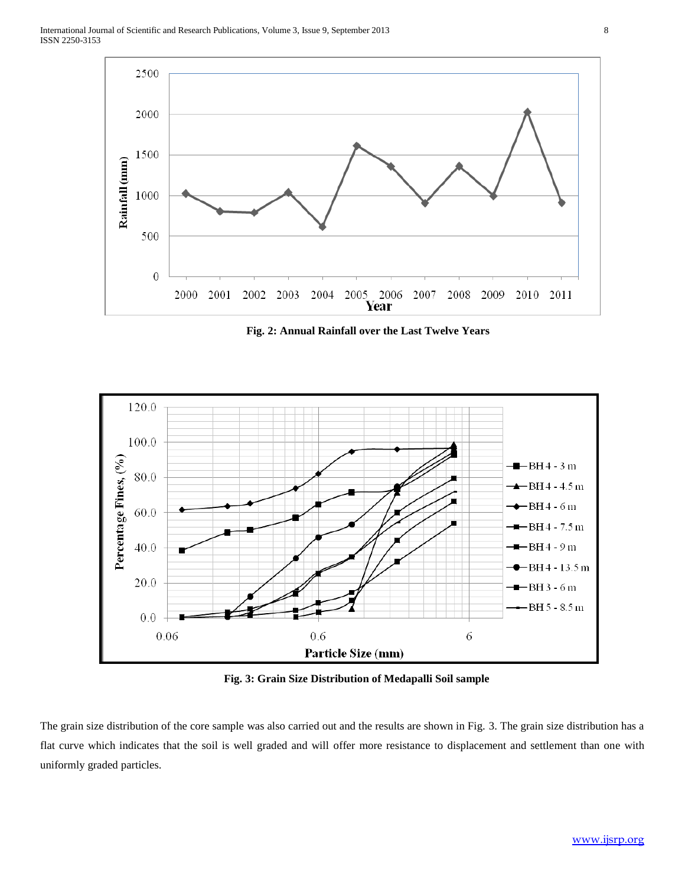Fig. 2: Annual Rainfall over the Last Twelve Years

Fig. 3: Grain Size Distribution of Medapalli Soil sample

The grain size distribution of the core sample was also carried out and the results are shown in Fig. 3. The grain size distribution has a flat curve which indicates that the soil is well graded and will offer more resistance to displacement and settlement than one with uniformly graded particles.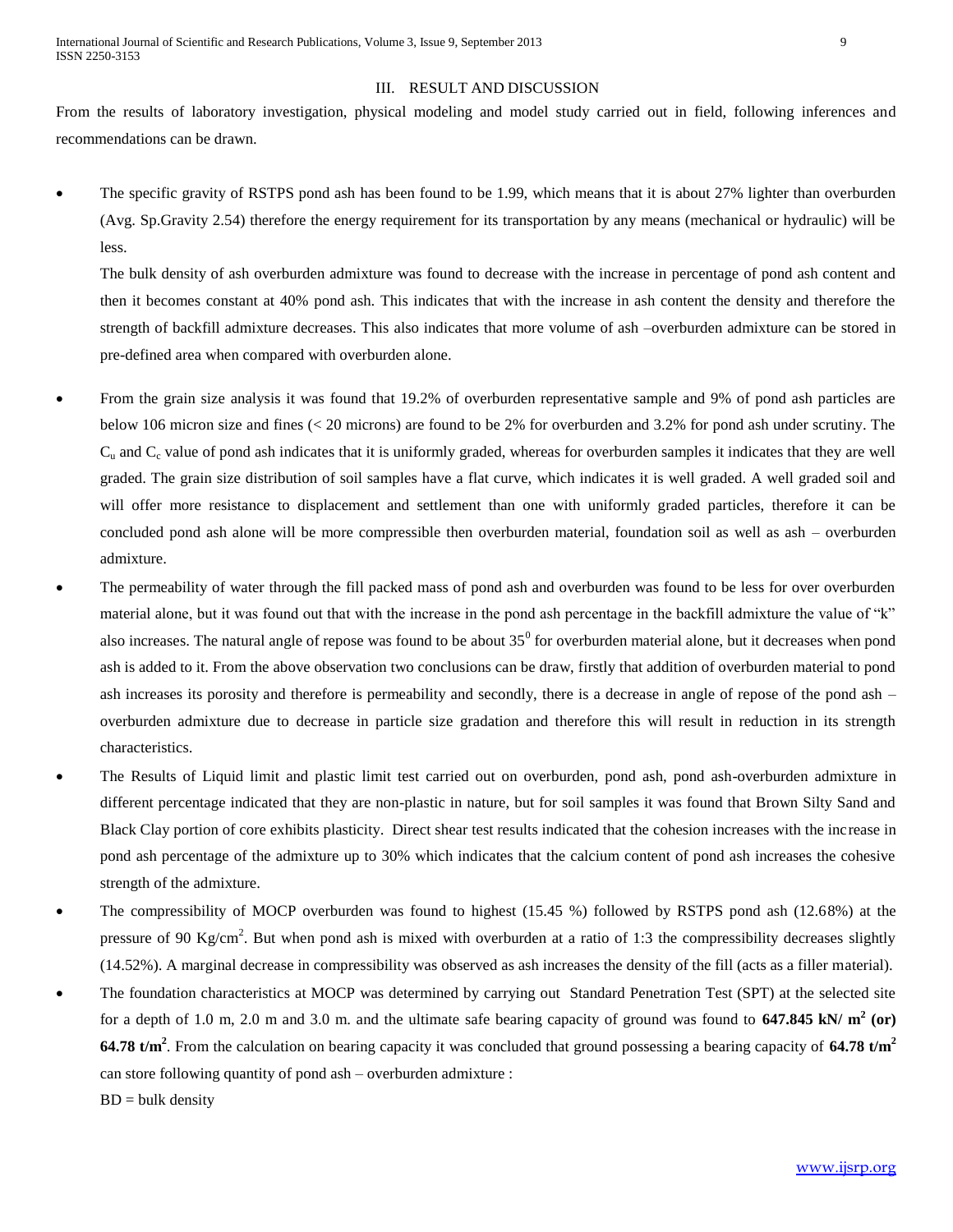## III. RESULT AND DISCUSSION

From the results of laboratory investigation, physical modeling and model study carried out in field, following inferences and recommendations can be drawn.

- The specific gravity of RSTPS pond ash has been found to be 1.99, which means that it is about 27% lighter than overburden (Avg. Sp.Gravity 2.54) therefore the energy requirement for its transportation by any means (mechanical or hydraulic) will be less.

  The bulk density of ash overburden admixture was found to decrease with the increase in percentage of pond ash content and then it becomes constant at 40% pond ash. This indicates that with the increase in ash content the density and therefore the strength of backfill admixture decreases. This also indicates that more volume of ash –overburden admixture can be stored in pre-defined area when compared with overburden alone.

- From the grain size analysis it was found that 19.2% of overburden representative sample and 9% of pond ash particles are below 106 micron size and fines (< 20 microns) are found to be 2% for overburden and 3.2% for pond ash under scrutiny. The $C_u$ and $C_c$ value of pond ash indicates that it is uniformly graded, whereas for overburden samples it indicates that they are well graded. The grain size distribution of soil samples have a flat curve, which indicates it is well graded. A well graded soil and will offer more resistance to displacement and settlement than one with uniformly graded particles, therefore it can be concluded pond ash alone will be more compressible then overburden material, foundation soil as well as ash – overburden admixture.
- The permeability of water through the fill packed mass of pond ash and overburden was found to be less for over overburden material alone, but it was found out that with the increase in the pond ash percentage in the backfill admixture the value of "k" also increases. The natural angle of repose was found to be about $35^0$ for overburden material alone, but it decreases when pond ash is added to it. From the above observation two conclusions can be draw, firstly that addition of overburden material to pond ash increases its porosity and therefore is permeability and secondly, there is a decrease in angle of repose of the pond ash – overburden admixture due to decrease in particle size gradation and therefore this will result in reduction in its strength characteristics.
- The Results of Liquid limit and plastic limit test carried out on overburden, pond ash, pond ash-overburden admixture in different percentage indicated that they are non-plastic in nature, but for soil samples it was found that Brown Silty Sand and Black Clay portion of core exhibits plasticity. Direct shear test results indicated that the cohesion increases with the increase in pond ash percentage of the admixture up to 30% which indicates that the calcium content of pond ash increases the cohesive strength of the admixture.
- The compressibility of MOCP overburden was found to highest (15.45 %) followed by RSTPS pond ash (12.68%) at the pressure of 90 $Kg/cm^2$. But when pond ash is mixed with overburden at a ratio of 1:3 the compressibility decreases slightly (14.52%). A marginal decrease in compressibility was observed as ash increases the density of the fill (acts as a filler material).
- The foundation characteristics at MOCP was determined by carrying out Standard Penetration Test (SPT) at the selected site for a depth of 1.0 m, 2.0 m and 3.0 m. and the ultimate safe bearing capacity of ground was found to **647.845 kN/ $m^2$ (or) 64.78 t/$m^2$**. From the calculation on bearing capacity it was concluded that ground possessing a bearing capacity of **64.78 t/$m^2$** can store following quantity of pond ash – overburden admixture :

  BD = bulk density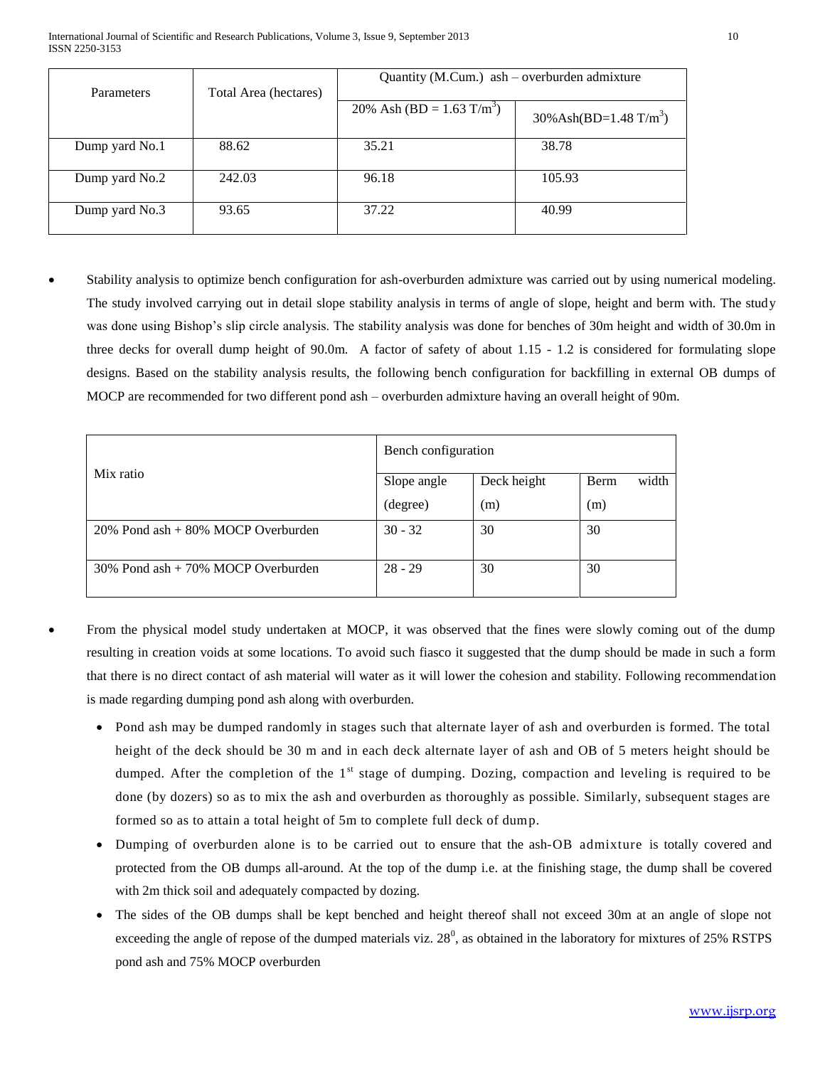| Parameters | Total Area (hectares) | Quantity (M.Cum.) ash – overburden admixture | |
|---|---|---|---|
| | | 20% Ash (BD = 1.63 T/m$^3$) | 30%Ash(BD=1.48 T/m$^3$) |
| Dump yard No.1 | 88.62 | 35.21 | 38.78 |
| Dump yard No.2 | 242.03 | 96.18 | 105.93 |
| Dump yard No.3 | 93.65 | 37.22 | 40.99 |

- Stability analysis to optimize bench configuration for ash-overburden admixture was carried out by using numerical modeling. The study involved carrying out in detail slope stability analysis in terms of angle of slope, height and berm with. The study was done using Bishop's slip circle analysis. The stability analysis was done for benches of 30m height and width of 30.0m in three decks for overall dump height of 90.0m. A factor of safety of about 1.15 - 1.2 is considered for formulating slope designs. Based on the stability analysis results, the following bench configuration for backfilling in external OB dumps of MOCP are recommended for two different pond ash – overburden admixture having an overall height of 90m.

| Mix ratio | Bench configuration | | |
|---|---|---|---|
| | Slope angle (degree) | Deck height (m) | Berm width (m) |
| 20% Pond ash + 80% MOCP Overburden | 30 - 32 | 30 | 30 |
| 30% Pond ash + 70% MOCP Overburden | 28 - 29 | 30 | 30 |

- From the physical model study undertaken at MOCP, it was observed that the fines were slowly coming out of the dump resulting in creation voids at some locations. To avoid such fiasco it suggested that the dump should be made in such a form that there is no direct contact of ash material will water as it will lower the cohesion and stability. Following recommendation is made regarding dumping pond ash along with overburden.
  - Pond ash may be dumped randomly in stages such that alternate layer of ash and overburden is formed. The total height of the deck should be 30 m and in each deck alternate layer of ash and OB of 5 meters height should be dumped. After the completion of the 1st stage of dumping. Dozing, compaction and leveling is required to be done (by dozers) so as to mix the ash and overburden as thoroughly as possible. Similarly, subsequent stages are formed so as to attain a total height of 5m to complete full deck of dump.
  - Dumping of overburden alone is to be carried out to ensure that the ash-OB admixture is totally covered and protected from the OB dumps all-around. At the top of the dump i.e. at the finishing stage, the dump shall be covered with 2m thick soil and adequately compacted by dozing.
  - The sides of the OB dumps shall be kept benched and height thereof shall not exceed 30m at an angle of slope not exceeding the angle of repose of the dumped materials viz. $28^0$, as obtained in the laboratory for mixtures of 25% RSTPS pond ash and 75% MOCP overburden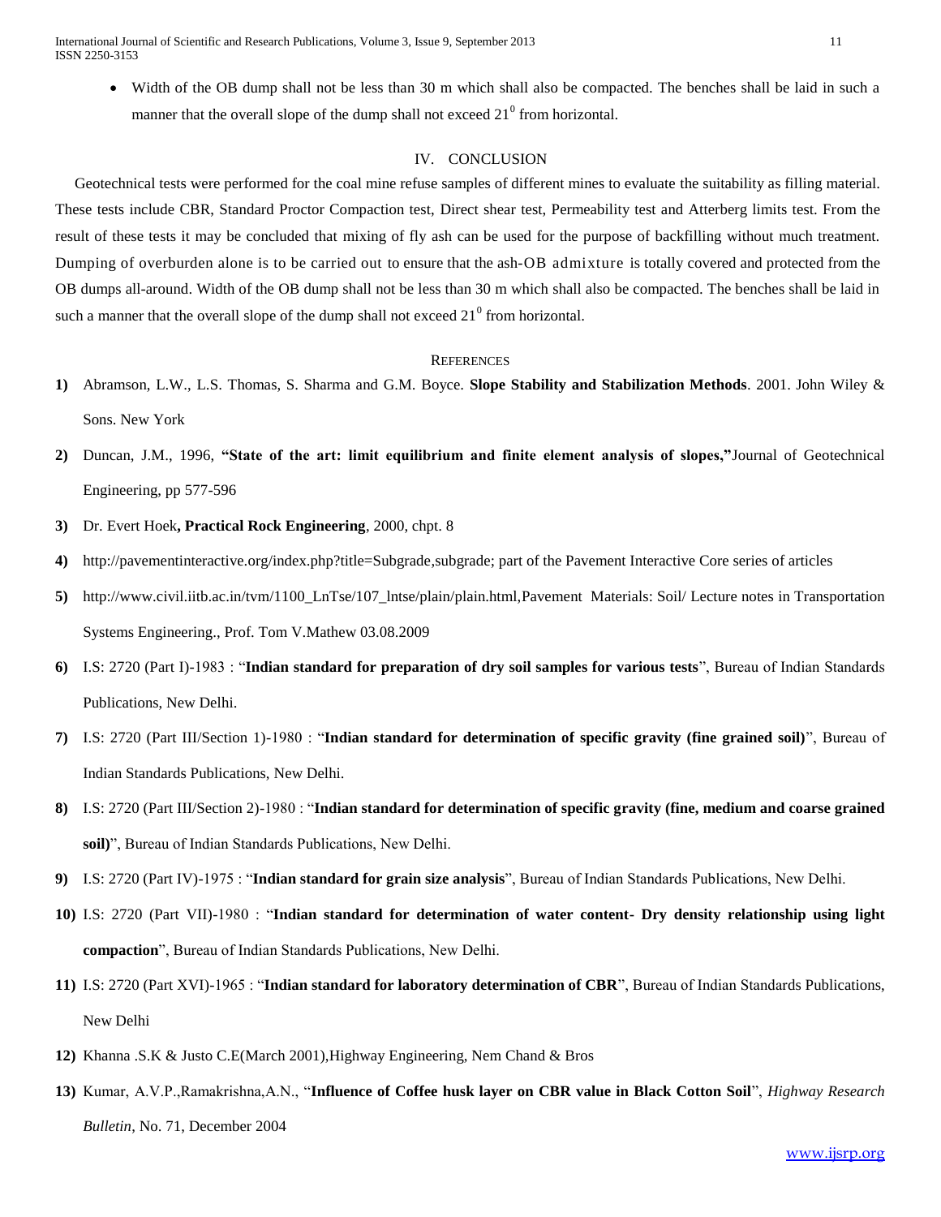- Width of the OB dump shall not be less than 30 m which shall also be compacted. The benches shall be laid in such a manner that the overall slope of the dump shall not exceed $21^0$ from horizontal.

## IV. CONCLUSION

Geotechnical tests were performed for the coal mine refuse samples of different mines to evaluate the suitability as filling material. These tests include CBR, Standard Proctor Compaction test, Direct shear test, Permeability test and Atterberg limits test. From the result of these tests it may be concluded that mixing of fly ash can be used for the purpose of backfilling without much treatment. Dumping of overburden alone is to be carried out to ensure that the ash-OB admixture is totally covered and protected from the OB dumps all-around. Width of the OB dump shall not be less than 30 m which shall also be compacted. The benches shall be laid in such a manner that the overall slope of the dump shall not exceed $21^0$ from horizontal.

## REFERENCES

1) Abramson, L.W., L.S. Thomas, S. Sharma and G.M. Boyce. **Slope Stability and Stabilization Methods**. 2001. John Wiley & Sons. New York
2) Duncan, J.M., 1996, **"State of the art: limit equilibrium and finite element analysis of slopes,"**Journal of Geotechnical Engineering, pp 577-596
3) Dr. Evert Hoek**, Practical Rock Engineering**, 2000, chpt. 8
4) http://pavementinteractive.org/index.php?title=Subgrade,subgrade; part of the Pavement Interactive Core series of articles
5) http://www.civil.iitb.ac.in/tvm/1100_LnTse/107_lntse/plain/plain.html,Pavement Materials: Soil/ Lecture notes in Transportation Systems Engineering., Prof. Tom V.Mathew 03.08.2009
6) I.S: 2720 (Part I)-1983 : "**Indian standard for preparation of dry soil samples for various tests**", Bureau of Indian Standards Publications, New Delhi.
7) I.S: 2720 (Part III/Section 1)-1980 : "**Indian standard for determination of specific gravity (fine grained soil)**", Bureau of Indian Standards Publications, New Delhi.
8) I.S: 2720 (Part III/Section 2)-1980 : "**Indian standard for determination of specific gravity (fine, medium and coarse grained soil)**", Bureau of Indian Standards Publications, New Delhi.
9) I.S: 2720 (Part IV)-1975 : "**Indian standard for grain size analysis**", Bureau of Indian Standards Publications, New Delhi.
10) I.S: 2720 (Part VII)-1980 : "**Indian standard for determination of water content- Dry density relationship using light compaction**", Bureau of Indian Standards Publications, New Delhi.
11) I.S: 2720 (Part XVI)-1965 : "**Indian standard for laboratory determination of CBR**", Bureau of Indian Standards Publications, New Delhi
12) Khanna .S.K & Justo C.E(March 2001),Highway Engineering, Nem Chand & Bros
13) Kumar, A.V.P.,Ramakrishna,A.N., "**Influence of Coffee husk layer on CBR value in Black Cotton Soil**", *Highway Research Bulletin*, No. 71, December 2004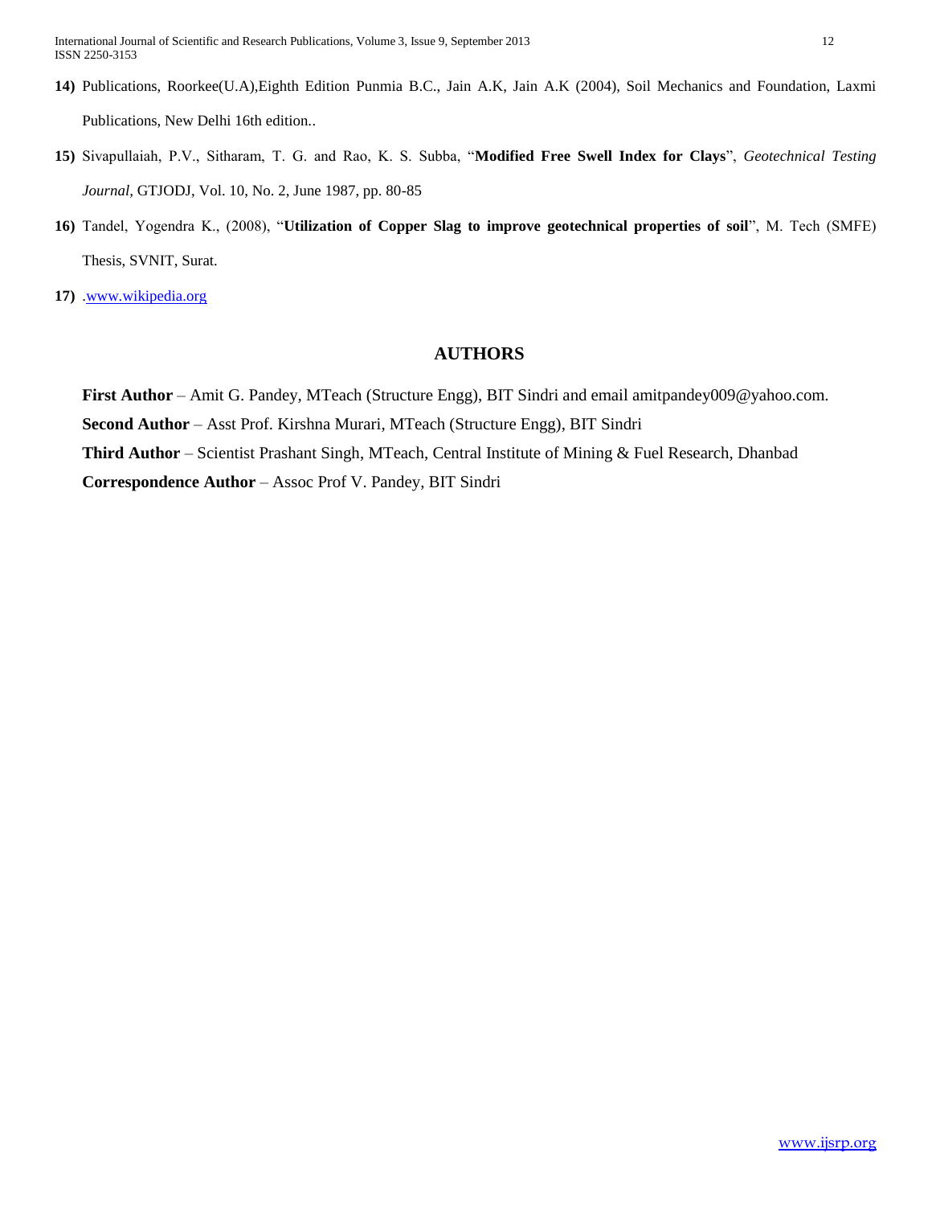14) Publications, Roorkee(U.A),Eighth Edition Punmia B.C., Jain A.K, Jain A.K (2004), Soil Mechanics and Foundation, Laxmi Publications, New Delhi 16th edition..

15) Sivapullaiah, P.V., Sitharam, T. G. and Rao, K. S. Subba, "**Modified Free Swell Index for Clays**", *Geotechnical Testing Journal*, GTJODJ, Vol. 10, No. 2, June 1987, pp. 80-85

16) Tandel, Yogendra K., (2008), "**Utilization of Copper Slag to improve geotechnical properties of soil**", M. Tech (SMFE) Thesis, SVNIT, Surat.

17) .www.wikipedia.org

## AUTHORS

**First Author** – Amit G. Pandey, MTeach (Structure Engg), BIT Sindri and email amitpandey009@yahoo.com.

**Second Author** – Asst Prof. Kirshna Murari, MTeach (Structure Engg), BIT Sindri

**Third Author** – Scientist Prashant Singh, MTeach, Central Institute of Mining & Fuel Research, Dhanbad

**Correspondence Author** – Assoc Prof V. Pandey, BIT Sindri